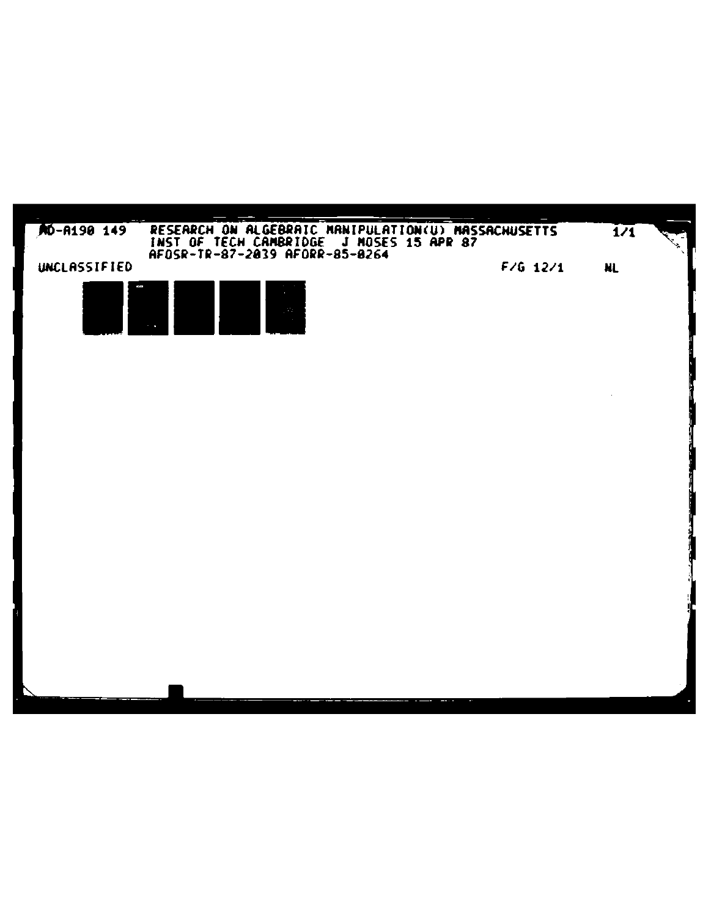AD-A190 149 RESEARCH ON ALGEBRAIC MANIPULATION(U) MASSACHUSETTS INST OF TECH CAMBRIDGE J MOSES 15 APR 87 AFOSR-TR-87-2039 AFORR-85-0264

1/1

UNCLASSIFIED

F/G 12/1

NL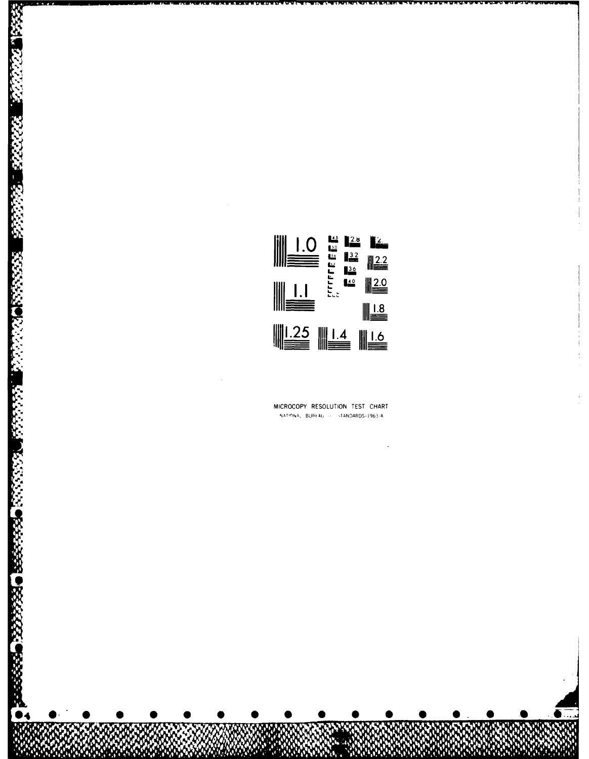MICROCOPY RESOLUTION TEST CHART

NATIONAL BUREAU OF STANDARDS-1963-A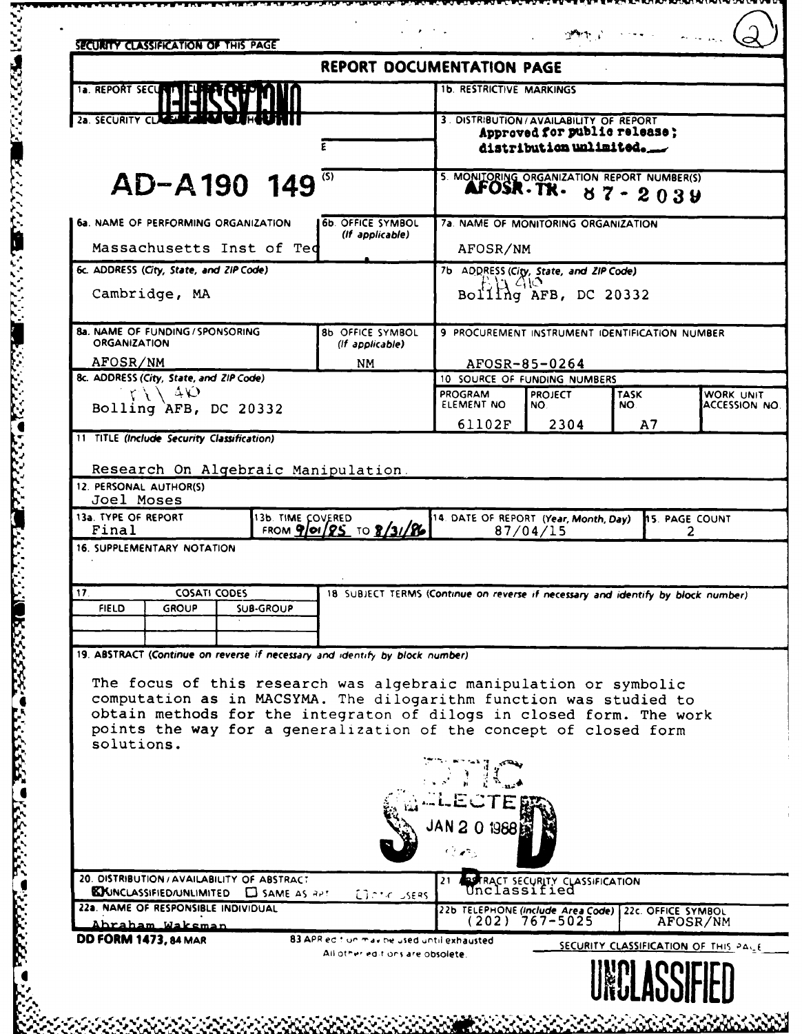SECURITY CLASSIFICATION OF THIS PAGE

# REPORT DOCUMENTATION PAGE

AD-A190 149

| | |
|---|---|
| 1a. REPORT SECURITY CLASSIFICATION: UNCLASSIFIED | 1b. RESTRICTIVE MARKINGS |
| 2a. SECURITY CLASSIFICATION AUTHORITY | 3. DISTRIBUTION/AVAILABILITY OF REPORT: **Approved for public release; distribution unlimited.** |
| | 5. MONITORING ORGANIZATION REPORT NUMBER(S): AFOSR-TR- 87-2039 |
| 6a. NAME OF PERFORMING ORGANIZATION: Massachusetts Inst of Tec | 6b. OFFICE SYMBOL (If applicable) |
| 7a. NAME OF MONITORING ORGANIZATION: AFOSR/NM | |
| 6c. ADDRESS (City, State, and ZIP Code): Cambridge, MA | 7b. ADDRESS (City, State, and ZIP Code): Bldg 410, Bolling AFB, DC 20332 |
| 8a. NAME OF FUNDING/SPONSORING ORGANIZATION: AFOSR/NM | 8b. OFFICE SYMBOL (If applicable): NM |
| 9. PROCUREMENT INSTRUMENT IDENTIFICATION NUMBER: AFOSR-85-0264 | |
| 8c. ADDRESS (City, State, and ZIP Code): Bldg 410, Bolling AFB, DC 20332 | |

10. SOURCE OF FUNDING NUMBERS

| PROGRAM ELEMENT NO. | PROJECT NO. | TASK NO. | WORK UNIT ACCESSION NO. |
|---|---|---|---|
| 61102F | 2304 | A7 | |

11. TITLE (Include Security Classification)

Research On Algebraic Manipulation

12. PERSONAL AUTHOR(S)

Joel Moses

| 13a. TYPE OF REPORT | 13b. TIME COVERED | 14. DATE OF REPORT (Year, Month, Day) | 15. PAGE COUNT |
|---|---|---|---|
| Final | FROM 9/01/85 TO 8/31/86 | 87/04/15 | 2 |

16. SUPPLEMENTARY NOTATION

| 17. COSATI CODES | | | 18. SUBJECT TERMS (Continue on reverse if necessary and identify by block number) |
|---|---|---|---|
| FIELD | GROUP | SUB-GROUP | |
| | | | |

19. ABSTRACT (Continue on reverse if necessary and identify by block number)

The focus of this research was algebraic manipulation or symbolic computation as in MACSYMA. The dilogarithm function was studied to obtain methods for the integraton of dilogs in closed form. The work points the way for a generalization of the concept of closed form solutions.

DTIC ELECTE JAN 2 0 1988 S D

| | |
|---|---|
| 20. DISTRIBUTION/AVAILABILITY OF ABSTRACT: ☒ UNCLASSIFIED/UNLIMITED ☐ SAME AS RPT. ☐ DTIC USERS | 21. ABSTRACT SECURITY CLASSIFICATION: Unclassified |
| 22a. NAME OF RESPONSIBLE INDIVIDUAL: Abraham Waksman | 22b. TELEPHONE (Include Area Code): (202) 767-5025 |
| | 22c. OFFICE SYMBOL: AFOSR/NM |

DD FORM 1473, 84 MAR — 83 APR edition may be used until exhausted. All other editions are obsolete.

SECURITY CLASSIFICATION OF THIS PAGE

UNCLASSIFIED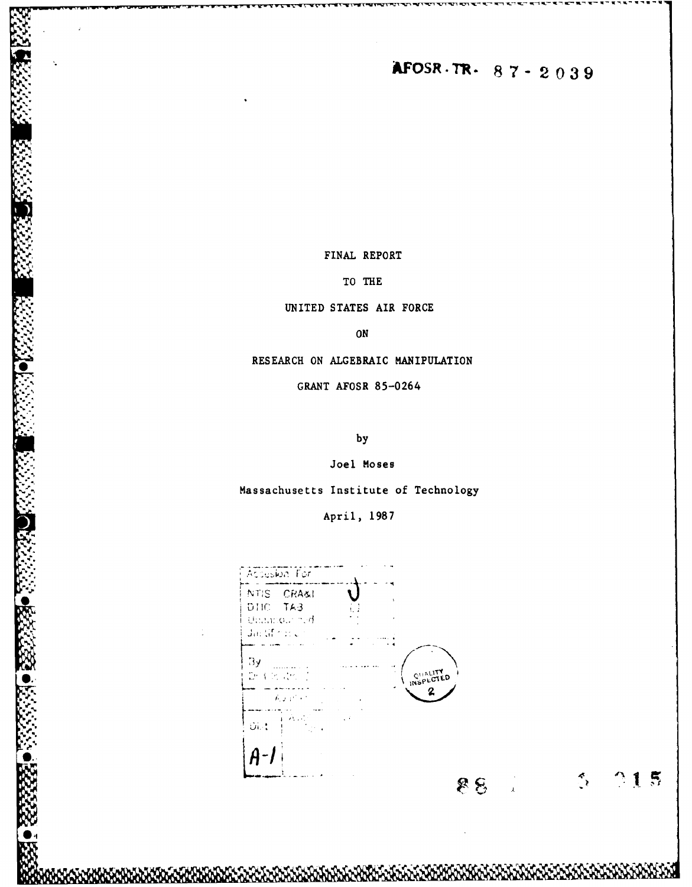AFOSR-TR- 87-2039

FINAL REPORT

TO THE

UNITED STATES AIR FORCE

ON

RESEARCH ON ALGEBRAIC MANIPULATION

GRANT AFOSR 85-0264

by

Joel Moses

Massachusetts Institute of Technology

April, 1987

| Accession For | |
|---|---|
| NTIS CRA&I | ✓ |
| DTIC TAB | |
| Unannounced | |
| Justification | |
| By | |
| Distribution | |
| Availability | |
| Dist | |
| A-1 | |

QUALITY INSPECTED 2

88 1 5 015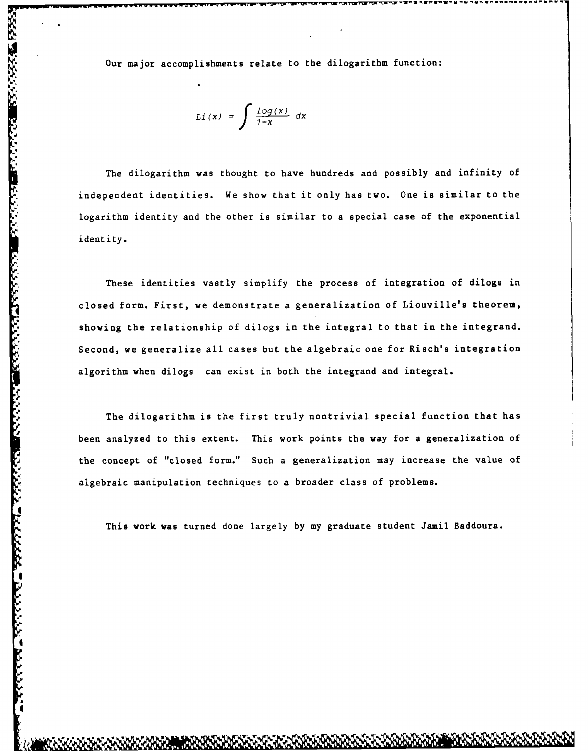Our major accomplishments relate to the dilogarithm function:

$$Li(x) = \int \frac{log(x)}{1-x}\, dx$$

The dilogarithm was thought to have hundreds and possibly and infinity of independent identities. We show that it only has two. One is similar to the logarithm identity and the other is similar to a special case of the exponential identity.

These identities vastly simplify the process of integration of dilogs in closed form. First, we demonstrate a generalization of Liouville's theorem, showing the relationship of dilogs in the integral to that in the integrand. Second, we generalize all cases but the algebraic one for Risch's integration algorithm when dilogs can exist in both the integrand and integral.

The dilogarithm is the first truly nontrivial special function that has been analyzed to this extent. This work points the way for a generalization of the concept of "closed form." Such a generalization may increase the value of algebraic manipulation techniques to a broader class of problems.

This work was turned done largely by my graduate student Jamil Baddoura.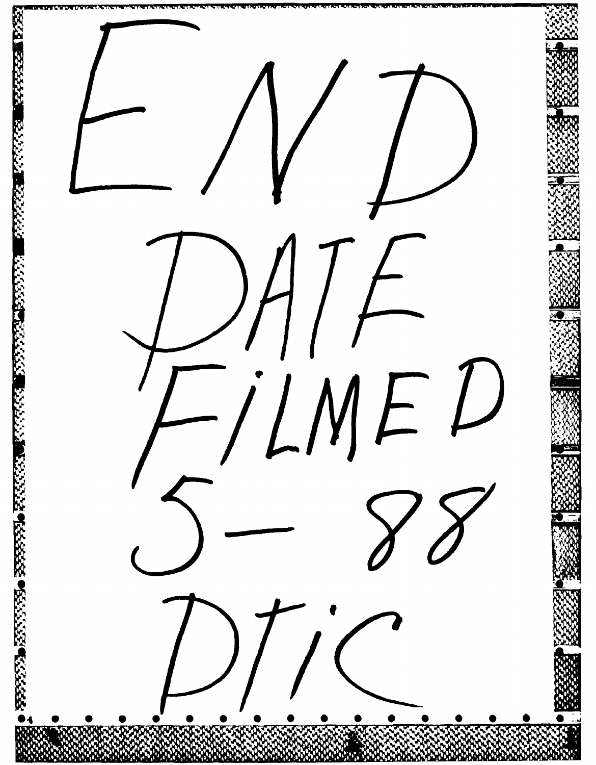END

DATE

FILMED

5-88

DTIC